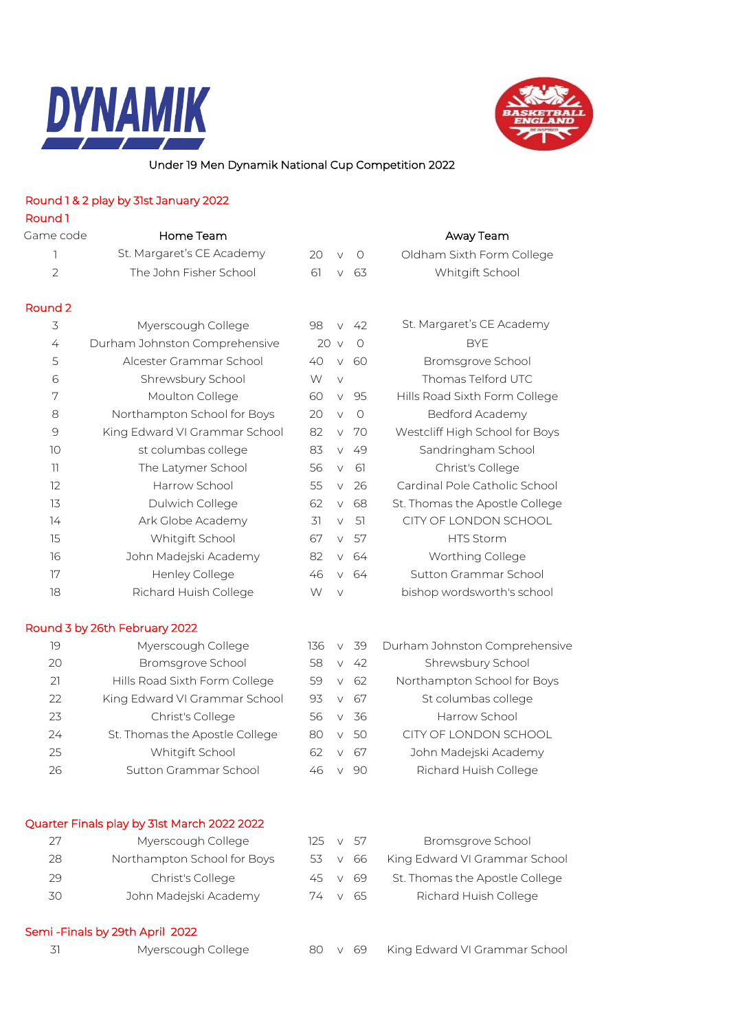Under 19 Men Dynamik National Cup Competition 2022

## Round 1 & 2 play by 31st January 2022

### Round 1

| Game code | Home Team | | | | Away Team |
|---|---|---|---|---|---|
| 1 | St. Margaret's CE Academy | 20 | v | 0 | Oldham Sixth Form College |
| 2 | The John Fisher School | 61 | v | 63 | Whitgift School |

### Round 2

| Game code | Home Team | | | | Away Team |
|---|---|---|---|---|---|
| 3 | Myerscough College | 98 | v | 42 | St. Margaret's CE Academy |
| 4 | Durham Johnston Comprehensive | 20 | v | 0 | BYE |
| 5 | Alcester Grammar School | 40 | v | 60 | Bromsgrove School |
| 6 | Shrewsbury School | W | v | | Thomas Telford UTC |
| 7 | Moulton College | 60 | v | 95 | Hills Road Sixth Form College |
| 8 | Northampton School for Boys | 20 | v | 0 | Bedford Academy |
| 9 | King Edward VI Grammar School | 82 | v | 70 | Westcliff High School for Boys |
| 10 | st columbas college | 83 | v | 49 | Sandringham School |
| 11 | The Latymer School | 56 | v | 61 | Christ's College |
| 12 | Harrow School | 55 | v | 26 | Cardinal Pole Catholic School |
| 13 | Dulwich College | 62 | v | 68 | St. Thomas the Apostle College |
| 14 | Ark Globe Academy | 31 | v | 51 | CITY OF LONDON SCHOOL |
| 15 | Whitgift School | 67 | v | 57 | HTS Storm |
| 16 | John Madejski Academy | 82 | v | 64 | Worthing College |
| 17 | Henley College | 46 | v | 64 | Sutton Grammar School |
| 18 | Richard Huish College | W | v | | bishop wordsworth's school |

## Round 3 by 26th February 2022

| Game code | Home Team | | | | Away Team |
|---|---|---|---|---|---|
| 19 | Myerscough College | 136 | v | 39 | Durham Johnston Comprehensive |
| 20 | Bromsgrove School | 58 | v | 42 | Shrewsbury School |
| 21 | Hills Road Sixth Form College | 59 | v | 62 | Northampton School for Boys |
| 22 | King Edward VI Grammar School | 93 | v | 67 | St columbas college |
| 23 | Christ's College | 56 | v | 36 | Harrow School |
| 24 | St. Thomas the Apostle College | 80 | v | 50 | CITY OF LONDON SCHOOL |
| 25 | Whitgift School | 62 | v | 67 | John Madejski Academy |
| 26 | Sutton Grammar School | 46 | v | 90 | Richard Huish College |

## Quarter Finals play by 31st March 2022 2022

| Game code | Home Team | | | | Away Team |
|---|---|---|---|---|---|
| 27 | Myerscough College | 125 | v | 57 | Bromsgrove School |
| 28 | Northampton School for Boys | 53 | v | 66 | King Edward VI Grammar School |
| 29 | Christ's College | 45 | v | 69 | St. Thomas the Apostle College |
| 30 | John Madejski Academy | 74 | v | 65 | Richard Huish College |

## Semi -Finals by 29th April 2022

| Game code | Home Team | | | | Away Team |
|---|---|---|---|---|---|
| 31 | Myerscough College | 80 | v | 69 | King Edward VI Grammar School |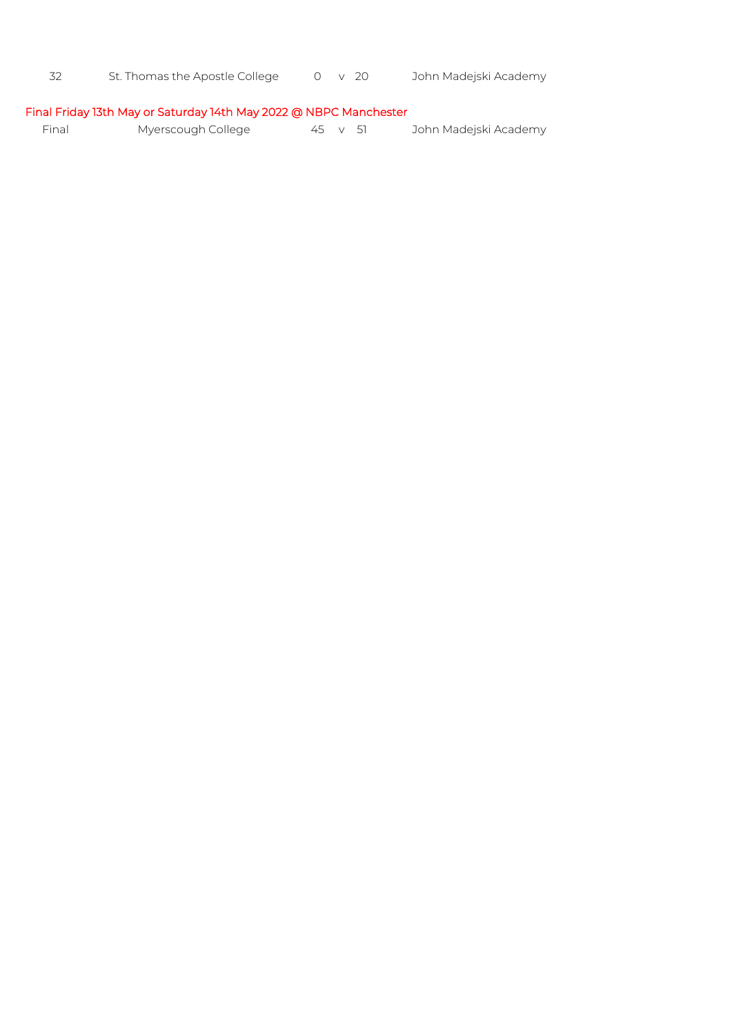| | | | | | |
|---|---|---|---|---|---|
| 32 | St. Thomas the Apostle College | 0 | v | 20 | John Madejski Academy |

Final Friday 13th May or Saturday 14th May 2022 @ NBPC Manchester

| | | | | | |
|---|---|---|---|---|---|
| Final | Myerscough College | 45 | v | 51 | John Madejski Academy |